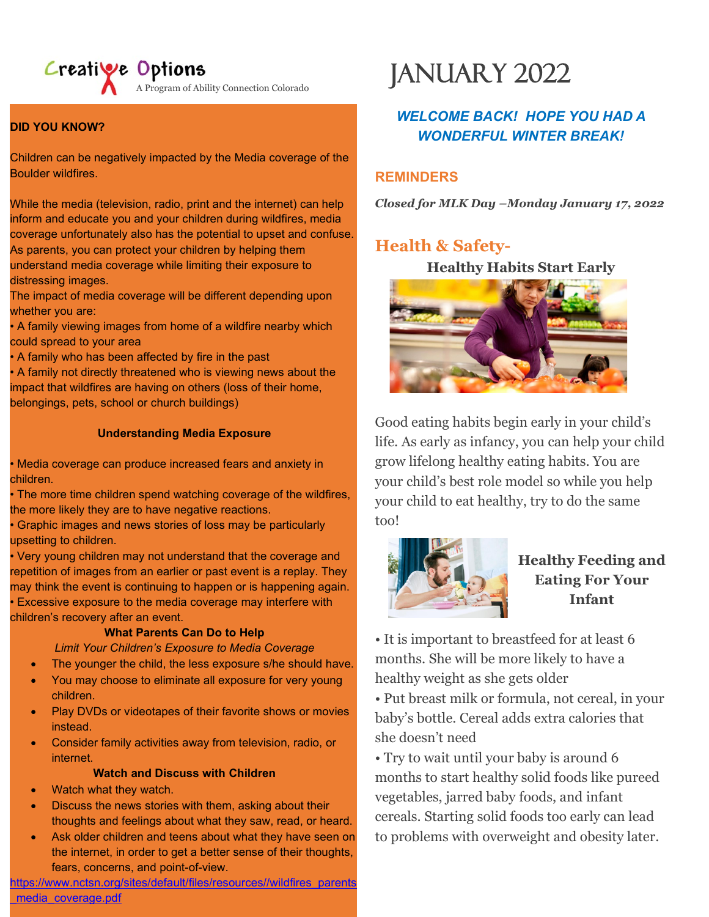Creative Options
A Program of Ability Connection Colorado

# JANUARY 2022

***WELCOME BACK! HOPE YOU HAD A WONDERFUL WINTER BREAK!***

**DID YOU KNOW?**

Children can be negatively impacted by the Media coverage of the Boulder wildfires.

While the media (television, radio, print and the internet) can help inform and educate you and your children during wildfires, media coverage unfortunately also has the potential to upset and confuse. As parents, you can protect your children by helping them understand media coverage while limiting their exposure to distressing images.
The impact of media coverage will be different depending upon whether you are:
• A family viewing images from home of a wildfire nearby which could spread to your area
• A family who has been affected by fire in the past
• A family not directly threatened who is viewing news about the impact that wildfires are having on others (loss of their home, belongings, pets, school or church buildings)

**Understanding Media Exposure**

• Media coverage can produce increased fears and anxiety in children.
• The more time children spend watching coverage of the wildfires, the more likely they are to have negative reactions.
• Graphic images and news stories of loss may be particularly upsetting to children.
• Very young children may not understand that the coverage and repetition of images from an earlier or past event is a replay. They may think the event is continuing to happen or is happening again.
• Excessive exposure to the media coverage may interfere with children's recovery after an event.

**What Parents Can Do to Help**

*Limit Your Children's Exposure to Media Coverage*

- The younger the child, the less exposure s/he should have.
- You may choose to eliminate all exposure for very young children.
- Play DVDs or videotapes of their favorite shows or movies instead.
- Consider family activities away from television, radio, or internet.

**Watch and Discuss with Children**

- Watch what they watch.
- Discuss the news stories with them, asking about their thoughts and feelings about what they saw, read, or heard.
- Ask older children and teens about what they have seen on the internet, in order to get a better sense of their thoughts, fears, concerns, and point-of-view.

https://www.nctsn.org/sites/default/files/resources//wildfires_parents_media_coverage.pdf

## REMINDERS

***Closed for MLK Day –Monday January 17, 2022***

## Health & Safety-

**Healthy Habits Start Early**

Good eating habits begin early in your child's life. As early as infancy, you can help your child grow lifelong healthy eating habits. You are your child's best role model so while you help your child to eat healthy, try to do the same too!

**Healthy Feeding and Eating For Your Infant**

• It is important to breastfeed for at least 6 months. She will be more likely to have a healthy weight as she gets older
• Put breast milk or formula, not cereal, in your baby's bottle. Cereal adds extra calories that she doesn't need
• Try to wait until your baby is around 6 months to start healthy solid foods like pureed vegetables, jarred baby foods, and infant cereals. Starting solid foods too early can lead to problems with overweight and obesity later.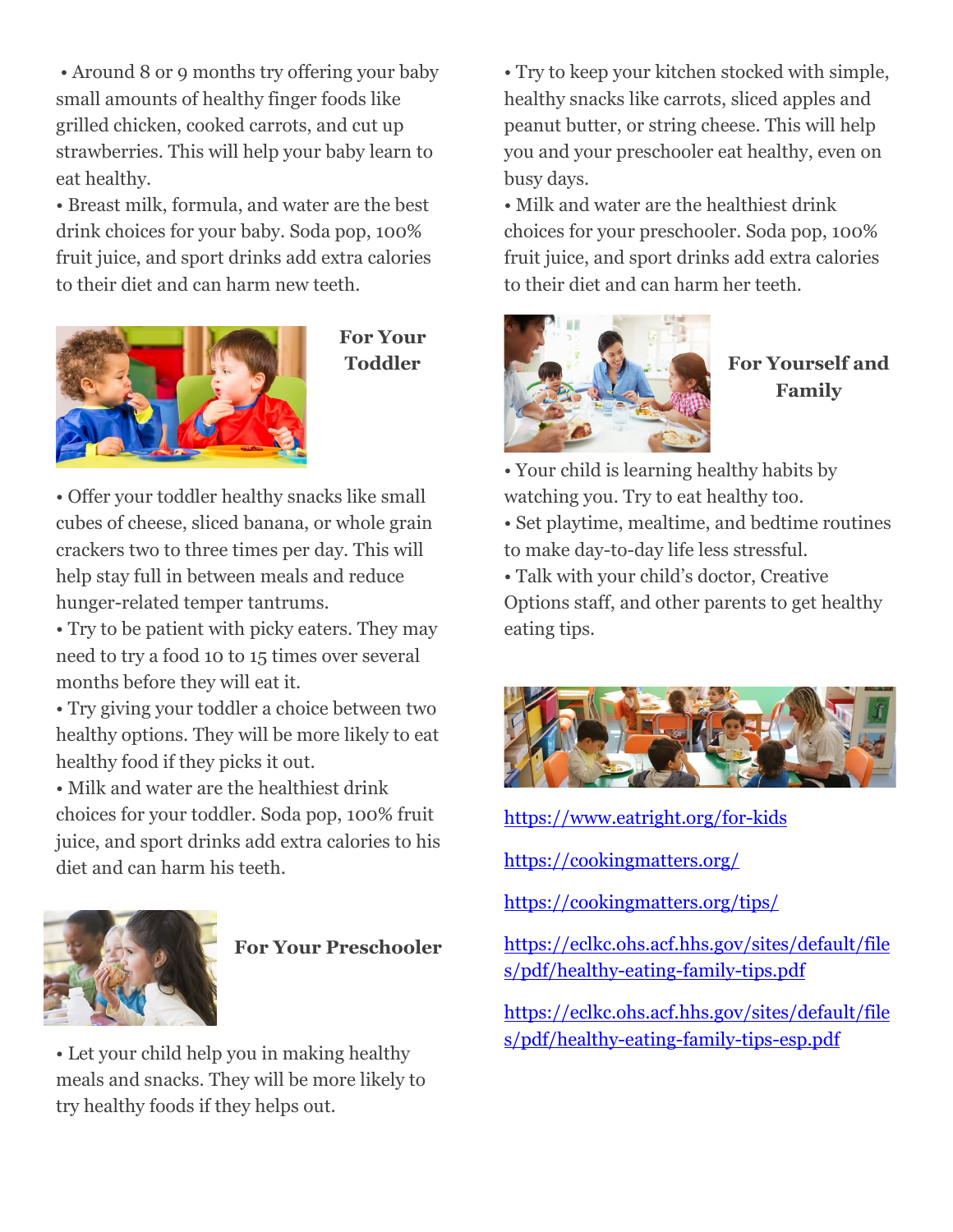• Around 8 or 9 months try offering your baby small amounts of healthy finger foods like grilled chicken, cooked carrots, and cut up strawberries. This will help your baby learn to eat healthy.

• Breast milk, formula, and water are the best drink choices for your baby. Soda pop, 100% fruit juice, and sport drinks add extra calories to their diet and can harm new teeth.

## For Your Toddler

• Offer your toddler healthy snacks like small cubes of cheese, sliced banana, or whole grain crackers two to three times per day. This will help stay full in between meals and reduce hunger-related temper tantrums.

• Try to be patient with picky eaters. They may need to try a food 10 to 15 times over several months before they will eat it.

• Try giving your toddler a choice between two healthy options. They will be more likely to eat healthy food if they picks it out.

• Milk and water are the healthiest drink choices for your toddler. Soda pop, 100% fruit juice, and sport drinks add extra calories to his diet and can harm his teeth.

## For Your Preschooler

• Let your child help you in making healthy meals and snacks. They will be more likely to try healthy foods if they helps out.

• Try to keep your kitchen stocked with simple, healthy snacks like carrots, sliced apples and peanut butter, or string cheese. This will help you and your preschooler eat healthy, even on busy days.

• Milk and water are the healthiest drink choices for your preschooler. Soda pop, 100% fruit juice, and sport drinks add extra calories to their diet and can harm her teeth.

## For Yourself and Family

• Your child is learning healthy habits by watching you. Try to eat healthy too.

• Set playtime, mealtime, and bedtime routines to make day-to-day life less stressful.

• Talk with your child's doctor, Creative Options staff, and other parents to get healthy eating tips.

https://www.eatright.org/for-kids

https://cookingmatters.org/

https://cookingmatters.org/tips/

https://eclkc.ohs.acf.hhs.gov/sites/default/files/pdf/healthy-eating-family-tips.pdf

https://eclkc.ohs.acf.hhs.gov/sites/default/files/pdf/healthy-eating-family-tips-esp.pdf